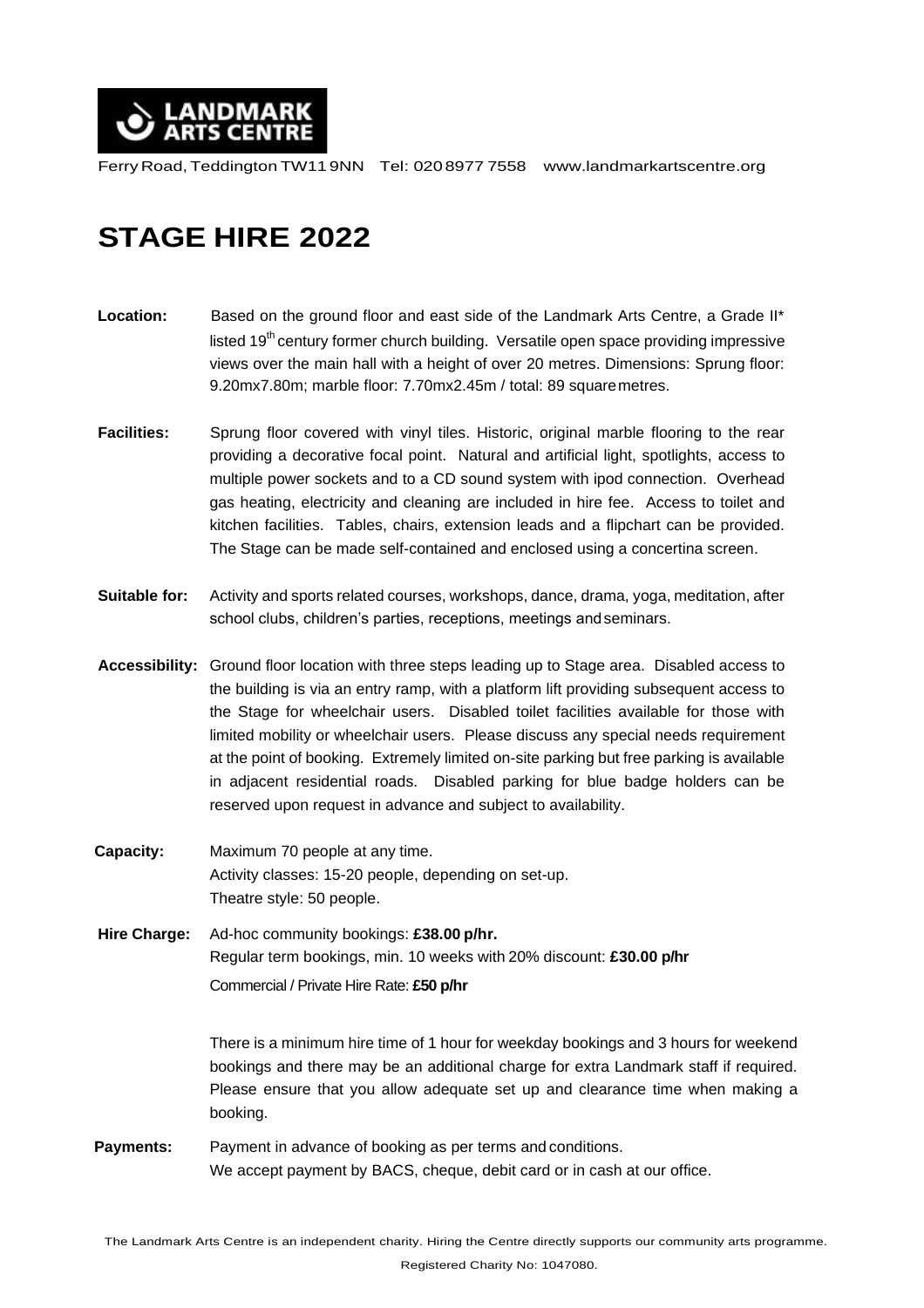**LANDMARK ARTS CENTRE**

Ferry Road, Teddington TW11 9NN Tel: 020 8977 7558 www.landmarkartscentre.org

# STAGE HIRE 2022

**Location:** Based on the ground floor and east side of the Landmark Arts Centre, a Grade II* listed 19th century former church building. Versatile open space providing impressive views over the main hall with a height of over 20 metres. Dimensions: Sprung floor: 9.20mx7.80m; marble floor: 7.70mx2.45m / total: 89 square metres.

**Facilities:** Sprung floor covered with vinyl tiles. Historic, original marble flooring to the rear providing a decorative focal point. Natural and artificial light, spotlights, access to multiple power sockets and to a CD sound system with ipod connection. Overhead gas heating, electricity and cleaning are included in hire fee. Access to toilet and kitchen facilities. Tables, chairs, extension leads and a flipchart can be provided. The Stage can be made self-contained and enclosed using a concertina screen.

**Suitable for:** Activity and sports related courses, workshops, dance, drama, yoga, meditation, after school clubs, children's parties, receptions, meetings and seminars.

**Accessibility:** Ground floor location with three steps leading up to Stage area. Disabled access to the building is via an entry ramp, with a platform lift providing subsequent access to the Stage for wheelchair users. Disabled toilet facilities available for those with limited mobility or wheelchair users. Please discuss any special needs requirement at the point of booking. Extremely limited on-site parking but free parking is available in adjacent residential roads. Disabled parking for blue badge holders can be reserved upon request in advance and subject to availability.

**Capacity:** Maximum 70 people at any time.
Activity classes: 15-20 people, depending on set-up.
Theatre style: 50 people.

**Hire Charge:** Ad-hoc community bookings: **£38.00 p/hr.**
Regular term bookings, min. 10 weeks with 20% discount: **£30.00 p/hr**
Commercial / Private Hire Rate: **£50 p/hr**

There is a minimum hire time of 1 hour for weekday bookings and 3 hours for weekend bookings and there may be an additional charge for extra Landmark staff if required. Please ensure that you allow adequate set up and clearance time when making a booking.

**Payments:** Payment in advance of booking as per terms and conditions.
We accept payment by BACS, cheque, debit card or in cash at our office.

The Landmark Arts Centre is an independent charity. Hiring the Centre directly supports our community arts programme.
Registered Charity No: 1047080.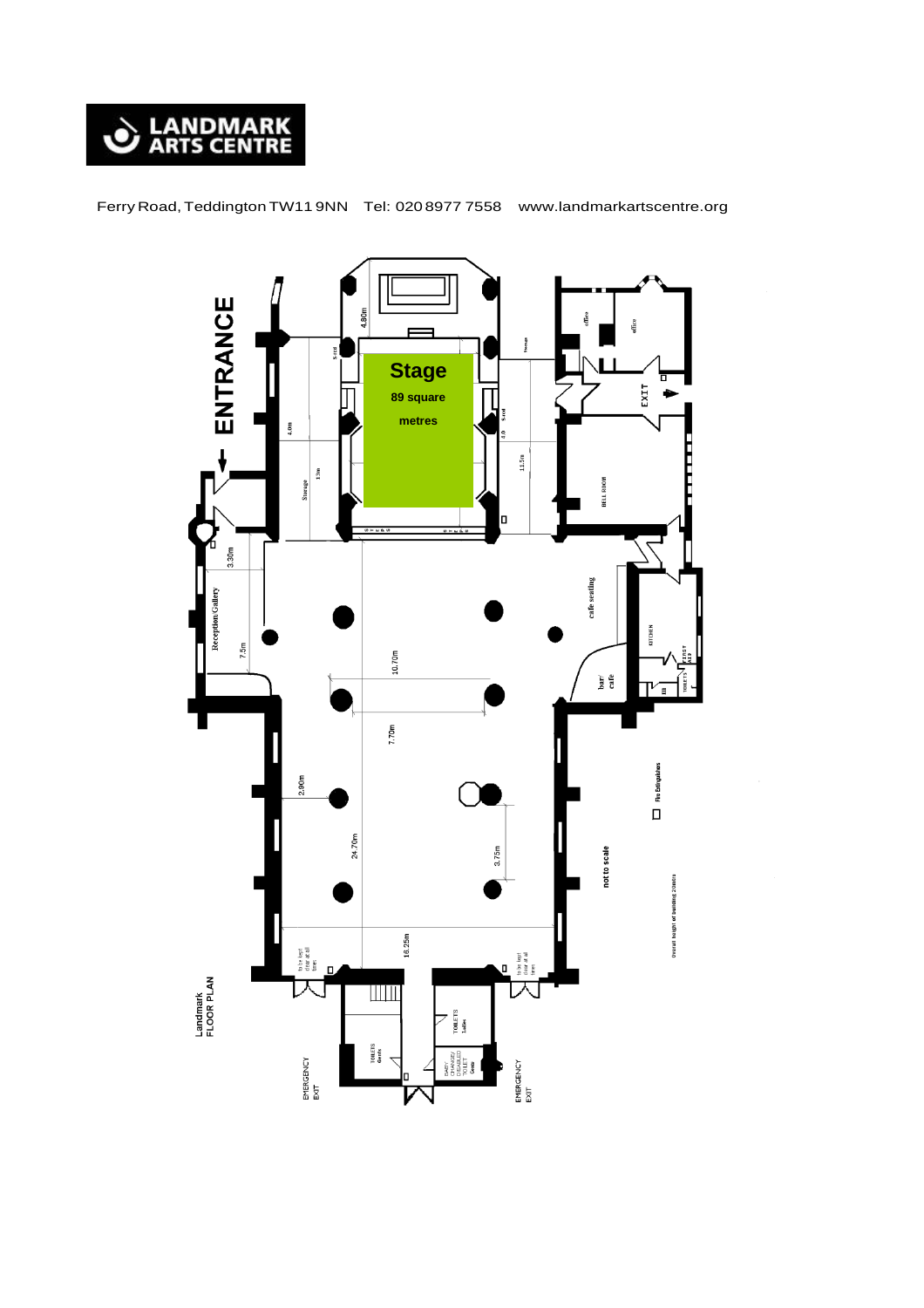**LANDMARK ARTS CENTRE**

Ferry Road, Teddington TW11 9NN    Tel: 020 8977 7558    www.landmarkartscentre.org

ENTRANCE

**Stage**

**89 square metres**

Landmark FLOOR PLAN

4.80m

4.0m

11.5m

3.30m

Reception Gallery

7.5m

cafe seating

10.70m

7.70m

bar/ cafe

KITCHEN

FIRST AID

TOILETS

BELL ROOM

office

office

EXIT

Storage

2.90m

24.70m

3.75m

18.25m

not to scale

Fire Extinguishers

Overall height of building 20m

to be kept clear at all times

TOILETS Gents

TOILETS Ladies

BABY CHANGE/ DISABLED TOILET

EMERGENCY EXIT

EMERGENCY EXIT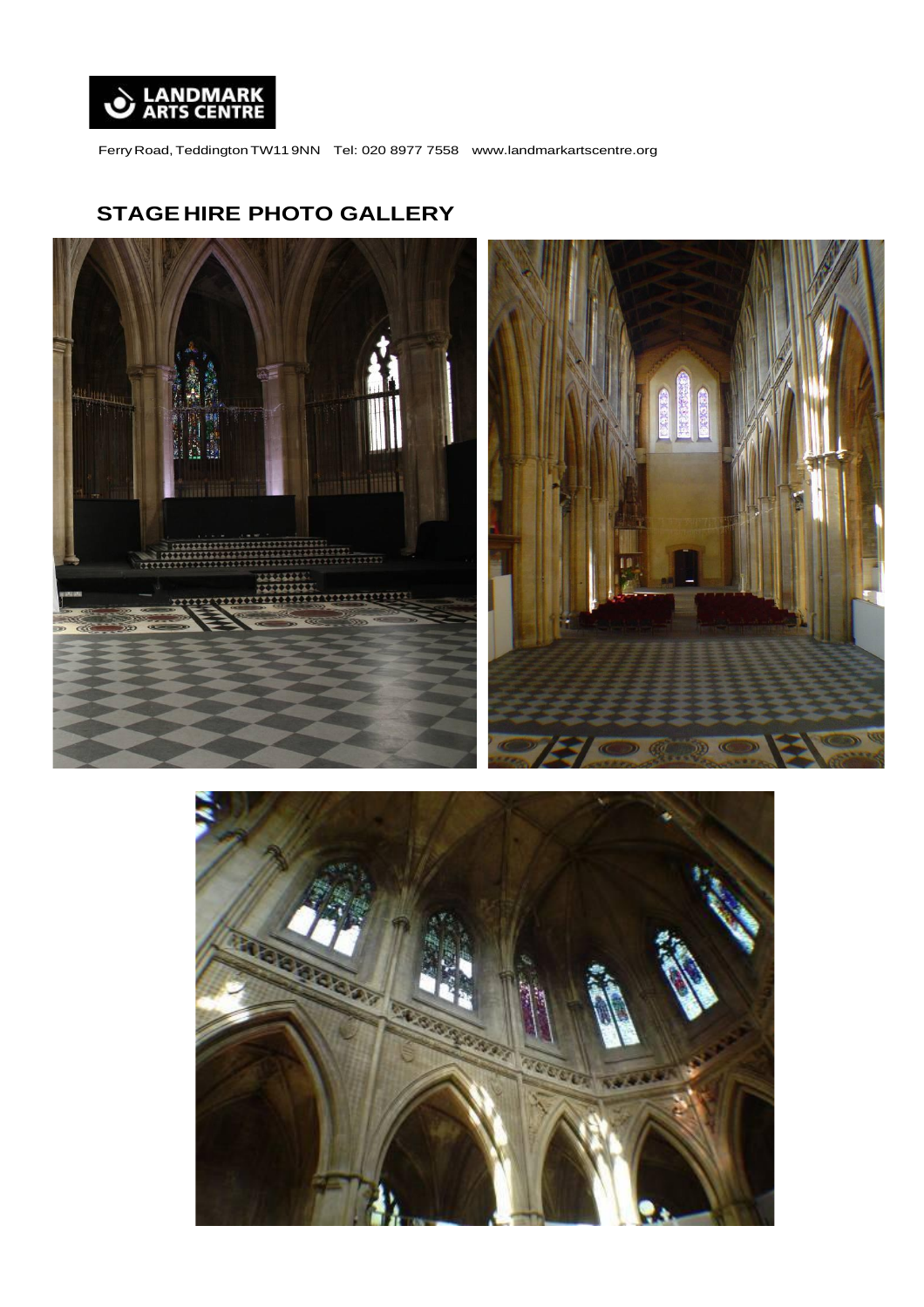LANDMARK ARTS CENTRE

Ferry Road, Teddington TW11 9NN Tel: 020 8977 7558 www.landmarkartscentre.org

## STAGE HIRE PHOTO GALLERY